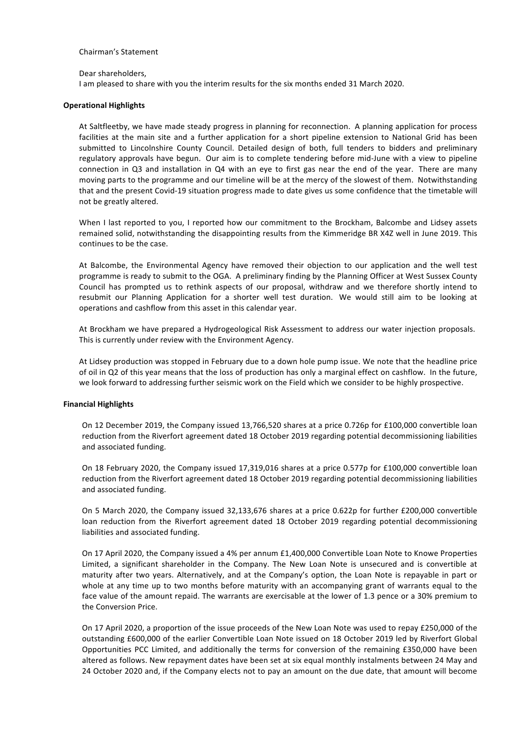Chairman's Statement

Dear shareholders,
I am pleased to share with you the interim results for the six months ended 31 March 2020.

**Operational Highlights**

At Saltfleetby, we have made steady progress in planning for reconnection. A planning application for process facilities at the main site and a further application for a short pipeline extension to National Grid has been submitted to Lincolnshire County Council. Detailed design of both, full tenders to bidders and preliminary regulatory approvals have begun. Our aim is to complete tendering before mid-June with a view to pipeline connection in Q3 and installation in Q4 with an eye to first gas near the end of the year. There are many moving parts to the programme and our timeline will be at the mercy of the slowest of them. Notwithstanding that and the present Covid-19 situation progress made to date gives us some confidence that the timetable will not be greatly altered.

When I last reported to you, I reported how our commitment to the Brockham, Balcombe and Lidsey assets remained solid, notwithstanding the disappointing results from the Kimmeridge BR X4Z well in June 2019. This continues to be the case.

At Balcombe, the Environmental Agency have removed their objection to our application and the well test programme is ready to submit to the OGA. A preliminary finding by the Planning Officer at West Sussex County Council has prompted us to rethink aspects of our proposal, withdraw and we therefore shortly intend to resubmit our Planning Application for a shorter well test duration. We would still aim to be looking at operations and cashflow from this asset in this calendar year.

At Brockham we have prepared a Hydrogeological Risk Assessment to address our water injection proposals. This is currently under review with the Environment Agency.

At Lidsey production was stopped in February due to a down hole pump issue. We note that the headline price of oil in Q2 of this year means that the loss of production has only a marginal effect on cashflow. In the future, we look forward to addressing further seismic work on the Field which we consider to be highly prospective.

**Financial Highlights**

On 12 December 2019, the Company issued 13,766,520 shares at a price 0.726p for £100,000 convertible loan reduction from the Riverfort agreement dated 18 October 2019 regarding potential decommissioning liabilities and associated funding.

On 18 February 2020, the Company issued 17,319,016 shares at a price 0.577p for £100,000 convertible loan reduction from the Riverfort agreement dated 18 October 2019 regarding potential decommissioning liabilities and associated funding.

On 5 March 2020, the Company issued 32,133,676 shares at a price 0.622p for further £200,000 convertible loan reduction from the Riverfort agreement dated 18 October 2019 regarding potential decommissioning liabilities and associated funding.

On 17 April 2020, the Company issued a 4% per annum £1,400,000 Convertible Loan Note to Knowe Properties Limited, a significant shareholder in the Company. The New Loan Note is unsecured and is convertible at maturity after two years. Alternatively, and at the Company's option, the Loan Note is repayable in part or whole at any time up to two months before maturity with an accompanying grant of warrants equal to the face value of the amount repaid. The warrants are exercisable at the lower of 1.3 pence or a 30% premium to the Conversion Price.

On 17 April 2020, a proportion of the issue proceeds of the New Loan Note was used to repay £250,000 of the outstanding £600,000 of the earlier Convertible Loan Note issued on 18 October 2019 led by Riverfort Global Opportunities PCC Limited, and additionally the terms for conversion of the remaining £350,000 have been altered as follows. New repayment dates have been set at six equal monthly instalments between 24 May and 24 October 2020 and, if the Company elects not to pay an amount on the due date, that amount will become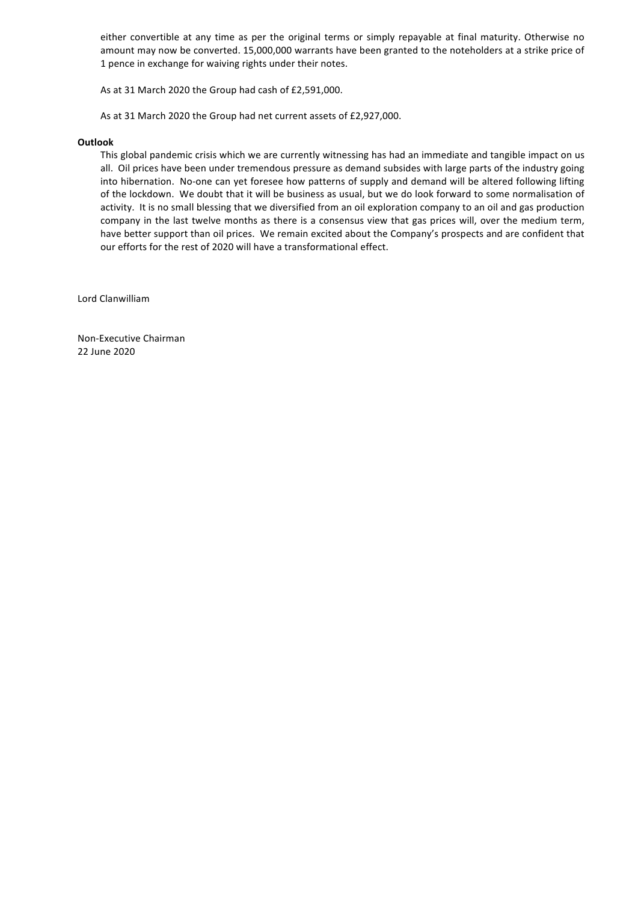either convertible at any time as per the original terms or simply repayable at final maturity. Otherwise no amount may now be converted. 15,000,000 warrants have been granted to the noteholders at a strike price of 1 pence in exchange for waiving rights under their notes.

As at 31 March 2020 the Group had cash of £2,591,000.

As at 31 March 2020 the Group had net current assets of £2,927,000.

**Outlook**

This global pandemic crisis which we are currently witnessing has had an immediate and tangible impact on us all. Oil prices have been under tremendous pressure as demand subsides with large parts of the industry going into hibernation. No-one can yet foresee how patterns of supply and demand will be altered following lifting of the lockdown. We doubt that it will be business as usual, but we do look forward to some normalisation of activity. It is no small blessing that we diversified from an oil exploration company to an oil and gas production company in the last twelve months as there is a consensus view that gas prices will, over the medium term, have better support than oil prices. We remain excited about the Company's prospects and are confident that our efforts for the rest of 2020 will have a transformational effect.

Lord Clanwilliam

Non-Executive Chairman
22 June 2020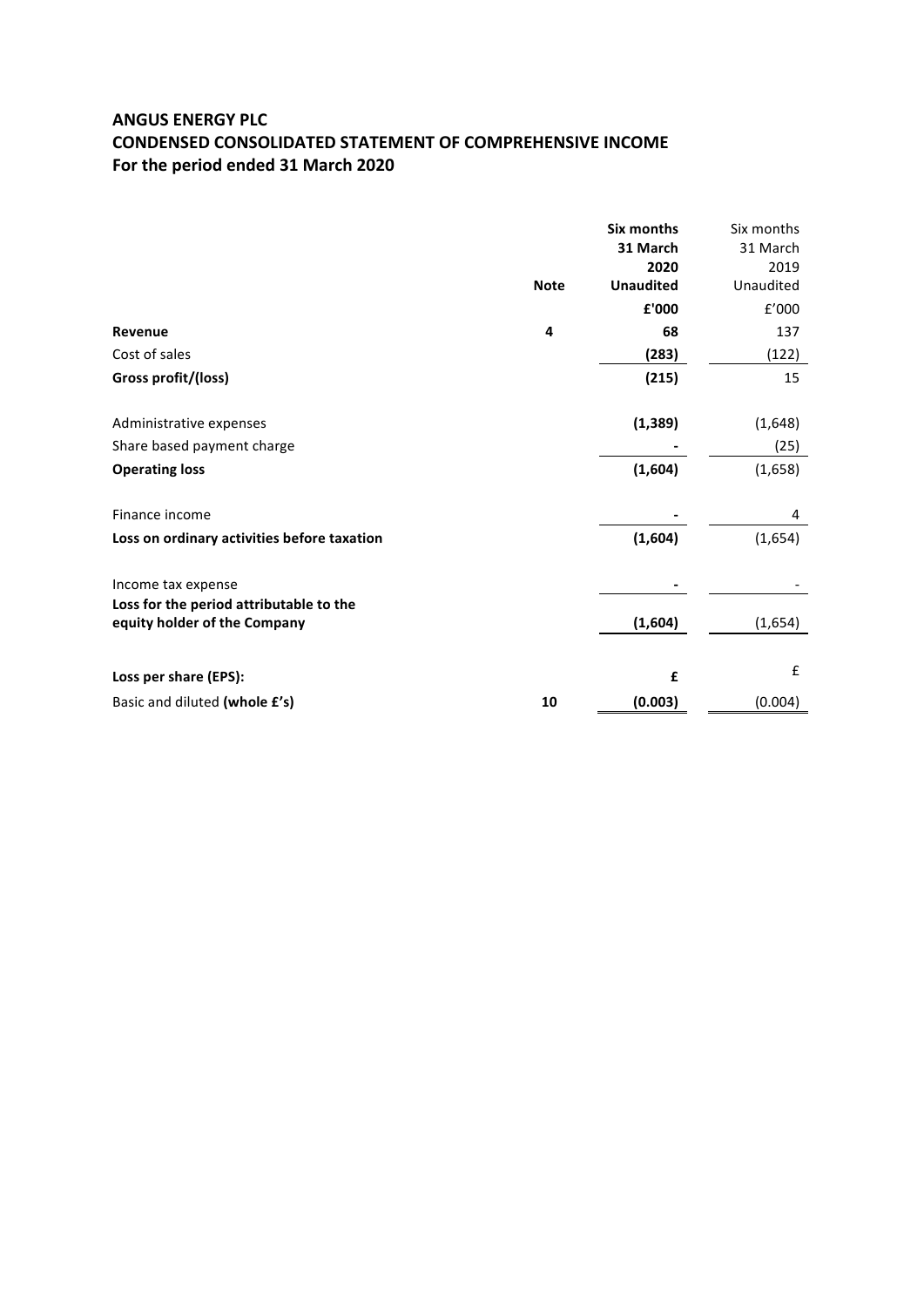# ANGUS ENERGY PLC
# CONDENSED CONSOLIDATED STATEMENT OF COMPREHENSIVE INCOME
# For the period ended 31 March 2020

| | Note | **Six months 31 March 2020 Unaudited** | Six months 31 March 2019 Unaudited |
|---|---|---|---|
| | | **£'000** | £'000 |
| **Revenue** | 4 | **68** | 137 |
| Cost of sales | | **(283)** | (122) |
| **Gross profit/(loss)** | | **(215)** | 15 |
| Administrative expenses | | **(1,389)** | (1,648) |
| Share based payment charge | | **-** | (25) |
| **Operating loss** | | **(1,604)** | (1,658) |
| Finance income | | **-** | 4 |
| **Loss on ordinary activities before taxation** | | **(1,604)** | (1,654) |
| Income tax expense | | **-** | - |
| **Loss for the period attributable to the equity holder of the Company** | | **(1,604)** | (1,654) |
| **Loss per share (EPS):** | | **£** | £ |
| Basic and diluted **(whole £'s)** | 10 | **(0.003)** | (0.004) |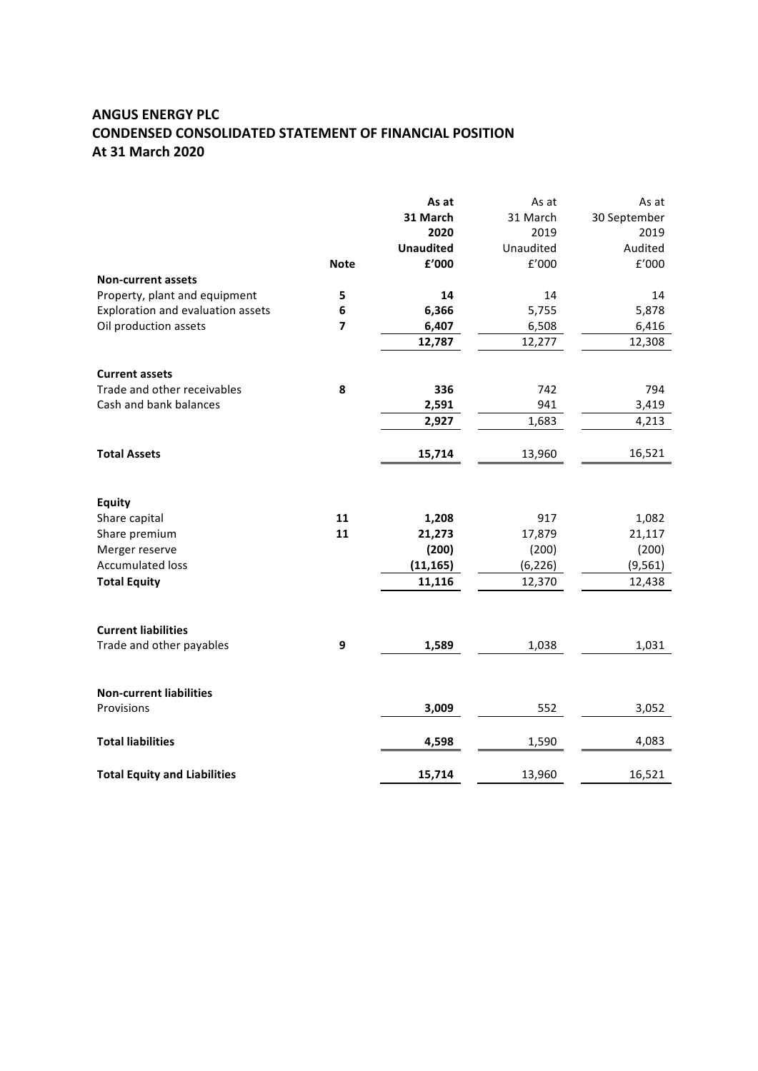**ANGUS ENERGY PLC**
**CONDENSED CONSOLIDATED STATEMENT OF FINANCIAL POSITION**
**At 31 March 2020**

| | Note | **As at 31 March 2020 Unaudited £'000** | As at 31 March 2019 Unaudited £'000 | As at 30 September 2019 Audited £'000 |
|---|---|---|---|---|
| **Non-current assets** | | | | |
| Property, plant and equipment | 5 | **14** | 14 | 14 |
| Exploration and evaluation assets | 6 | **6,366** | 5,755 | 5,878 |
| Oil production assets | 7 | **6,407** | 6,508 | 6,416 |
| | | **12,787** | 12,277 | 12,308 |
| **Current assets** | | | | |
| Trade and other receivables | 8 | **336** | 742 | 794 |
| Cash and bank balances | | **2,591** | 941 | 3,419 |
| | | **2,927** | 1,683 | 4,213 |
| **Total Assets** | | **15,714** | 13,960 | 16,521 |
| **Equity** | | | | |
| Share capital | 11 | **1,208** | 917 | 1,082 |
| Share premium | 11 | **21,273** | 17,879 | 21,117 |
| Merger reserve | | **(200)** | (200) | (200) |
| Accumulated loss | | **(11,165)** | (6,226) | (9,561) |
| **Total Equity** | | **11,116** | 12,370 | 12,438 |
| **Current liabilities** | | | | |
| Trade and other payables | 9 | **1,589** | 1,038 | 1,031 |
| **Non-current liabilities** | | | | |
| Provisions | | **3,009** | 552 | 3,052 |
| **Total liabilities** | | **4,598** | 1,590 | 4,083 |
| **Total Equity and Liabilities** | | **15,714** | 13,960 | 16,521 |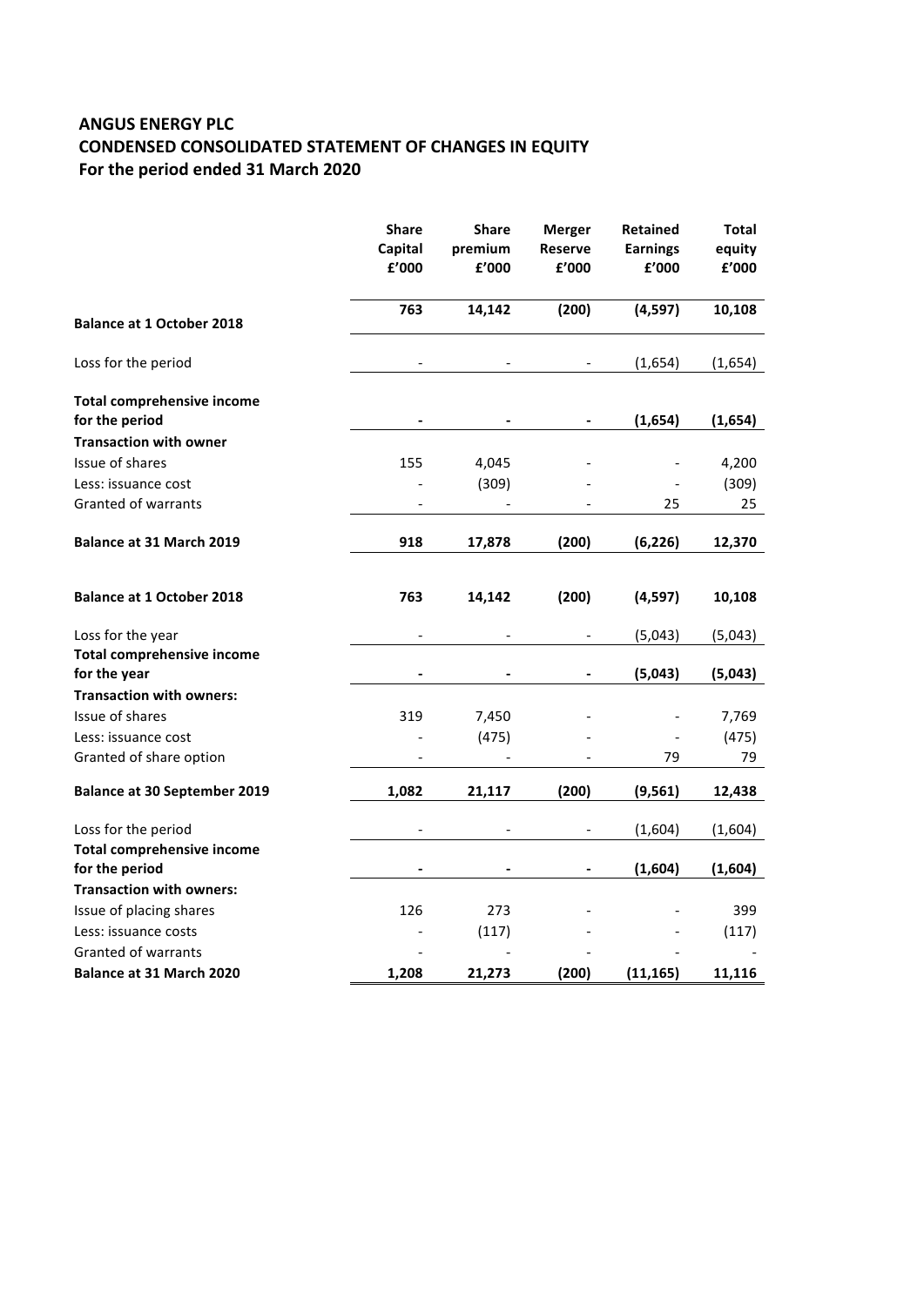**ANGUS ENERGY PLC**
**CONDENSED CONSOLIDATED STATEMENT OF CHANGES IN EQUITY**
**For the period ended 31 March 2020**

| | Share Capital £'000 | Share premium £'000 | Merger Reserve £'000 | Retained Earnings £'000 | Total equity £'000 |
|---|---|---|---|---|---|
| **Balance at 1 October 2018** | **763** | **14,142** | **(200)** | **(4,597)** | **10,108** |
| Loss for the period | - | - | - | (1,654) | (1,654) |
| **Total comprehensive income for the period** | **-** | **-** | **-** | **(1,654)** | **(1,654)** |
| **Transaction with owner** | | | | | |
| Issue of shares | 155 | 4,045 | - | - | 4,200 |
| Less: issuance cost | - | (309) | - | - | (309) |
| Granted of warrants | - | - | - | 25 | 25 |
| **Balance at 31 March 2019** | **918** | **17,878** | **(200)** | **(6,226)** | **12,370** |
| | | | | | |
| **Balance at 1 October 2018** | **763** | **14,142** | **(200)** | **(4,597)** | **10,108** |
| Loss for the year | - | - | - | (5,043) | (5,043) |
| **Total comprehensive income for the year** | **-** | **-** | **-** | **(5,043)** | **(5,043)** |
| **Transaction with owners:** | | | | | |
| Issue of shares | 319 | 7,450 | - | - | 7,769 |
| Less: issuance cost | - | (475) | - | - | (475) |
| Granted of share option | - | - | - | 79 | 79 |
| **Balance at 30 September 2019** | **1,082** | **21,117** | **(200)** | **(9,561)** | **12,438** |
| Loss for the period | - | - | - | (1,604) | (1,604) |
| **Total comprehensive income for the period** | **-** | **-** | **-** | **(1,604)** | **(1,604)** |
| **Transaction with owners:** | | | | | |
| Issue of placing shares | 126 | 273 | - | - | 399 |
| Less: issuance costs | - | (117) | - | - | (117) |
| Granted of warrants | - | - | - | - | - |
| **Balance at 31 March 2020** | **1,208** | **21,273** | **(200)** | **(11,165)** | **11,116** |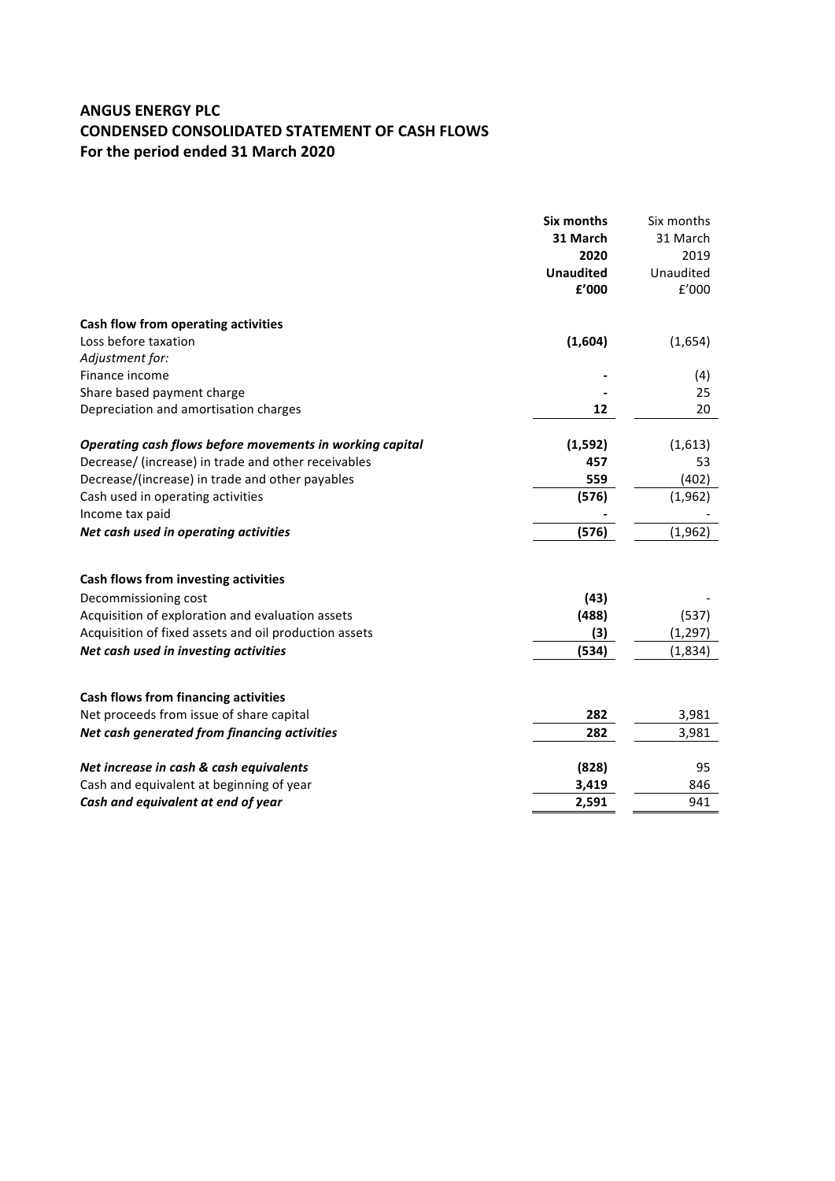## ANGUS ENERGY PLC
## CONDENSED CONSOLIDATED STATEMENT OF CASH FLOWS
## For the period ended 31 March 2020

| | **Six months 31 March 2020 Unaudited £'000** | Six months 31 March 2019 Unaudited £'000 |
|---|---|---|
| **Cash flow from operating activities** | | |
| Loss before taxation | **(1,604)** | (1,654) |
| *Adjustment for:* | | |
| Finance income | **-** | (4) |
| Share based payment charge | **-** | 25 |
| Depreciation and amortisation charges | **12** | 20 |
| ***Operating cash flows before movements in working capital*** | **(1,592)** | (1,613) |
| Decrease/ (increase) in trade and other receivables | **457** | 53 |
| Decrease/(increase) in trade and other payables | **559** | (402) |
| Cash used in operating activities | **(576)** | (1,962) |
| Income tax paid | **-** | - |
| ***Net cash used in operating activities*** | **(576)** | (1,962) |
| | | |
| **Cash flows from investing activities** | | |
| Decommissioning cost | **(43)** | - |
| Acquisition of exploration and evaluation assets | **(488)** | (537) |
| Acquisition of fixed assets and oil production assets | **(3)** | (1,297) |
| ***Net cash used in investing activities*** | **(534)** | (1,834) |
| | | |
| **Cash flows from financing activities** | | |
| Net proceeds from issue of share capital | **282** | 3,981 |
| ***Net cash generated from financing activities*** | **282** | 3,981 |
| | | |
| ***Net increase in cash & cash equivalents*** | **(828)** | 95 |
| Cash and equivalent at beginning of year | **3,419** | 846 |
| ***Cash and equivalent at end of year*** | **2,591** | 941 |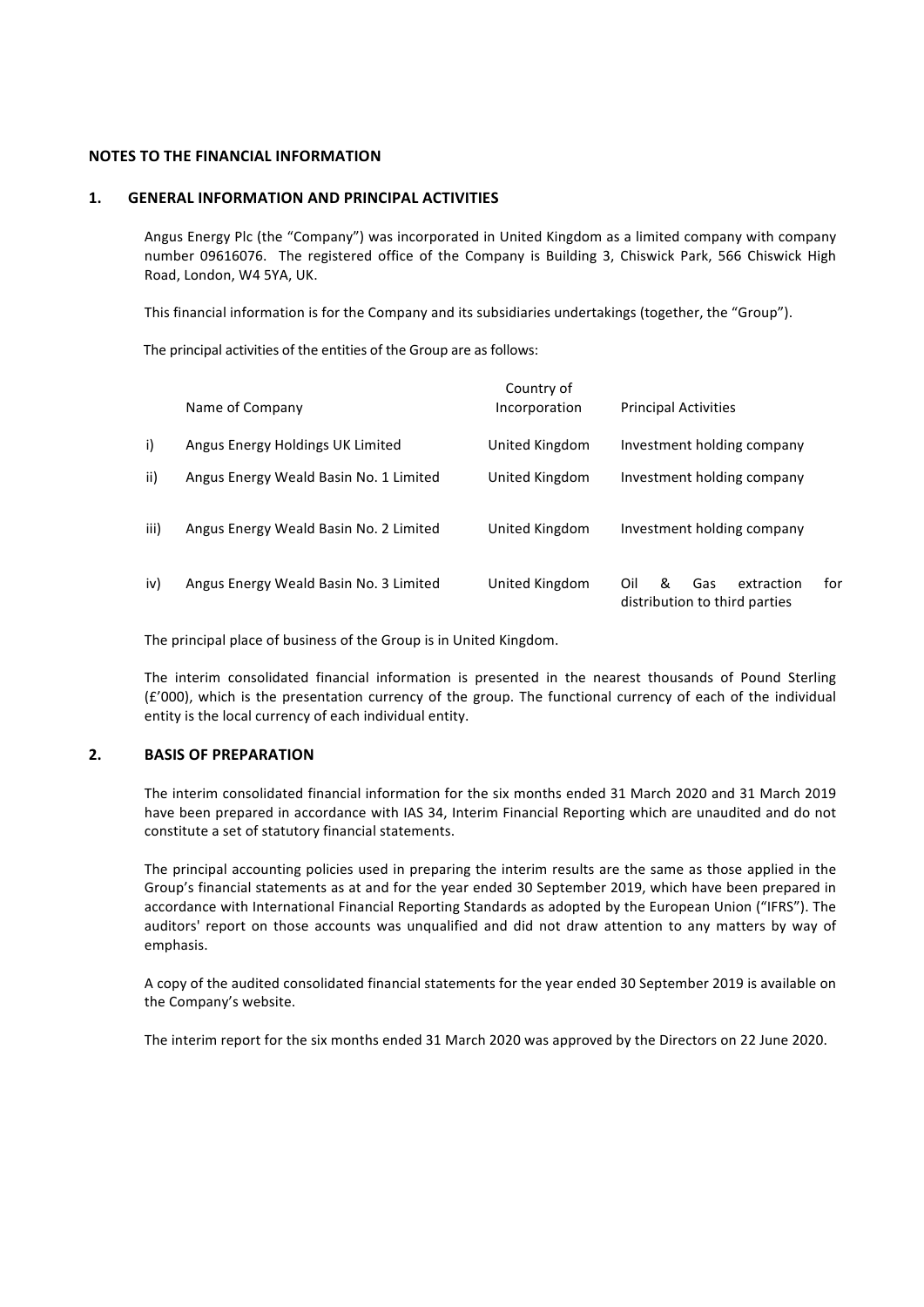## NOTES TO THE FINANCIAL INFORMATION

### 1. GENERAL INFORMATION AND PRINCIPAL ACTIVITIES

Angus Energy Plc (the "Company") was incorporated in United Kingdom as a limited company with company number 09616076. The registered office of the Company is Building 3, Chiswick Park, 566 Chiswick High Road, London, W4 5YA, UK.

This financial information is for the Company and its subsidiaries undertakings (together, the "Group").

The principal activities of the entities of the Group are as follows:

| | Name of Company | Country of Incorporation | Principal Activities |
|---|---|---|---|
| i) | Angus Energy Holdings UK Limited | United Kingdom | Investment holding company |
| ii) | Angus Energy Weald Basin No. 1 Limited | United Kingdom | Investment holding company |
| iii) | Angus Energy Weald Basin No. 2 Limited | United Kingdom | Investment holding company |
| iv) | Angus Energy Weald Basin No. 3 Limited | United Kingdom | Oil & Gas extraction for distribution to third parties |

The principal place of business of the Group is in United Kingdom.

The interim consolidated financial information is presented in the nearest thousands of Pound Sterling (£'000), which is the presentation currency of the group. The functional currency of each of the individual entity is the local currency of each individual entity.

### 2. BASIS OF PREPARATION

The interim consolidated financial information for the six months ended 31 March 2020 and 31 March 2019 have been prepared in accordance with IAS 34, Interim Financial Reporting which are unaudited and do not constitute a set of statutory financial statements.

The principal accounting policies used in preparing the interim results are the same as those applied in the Group's financial statements as at and for the year ended 30 September 2019, which have been prepared in accordance with International Financial Reporting Standards as adopted by the European Union ("IFRS"). The auditors' report on those accounts was unqualified and did not draw attention to any matters by way of emphasis.

A copy of the audited consolidated financial statements for the year ended 30 September 2019 is available on the Company's website.

The interim report for the six months ended 31 March 2020 was approved by the Directors on 22 June 2020.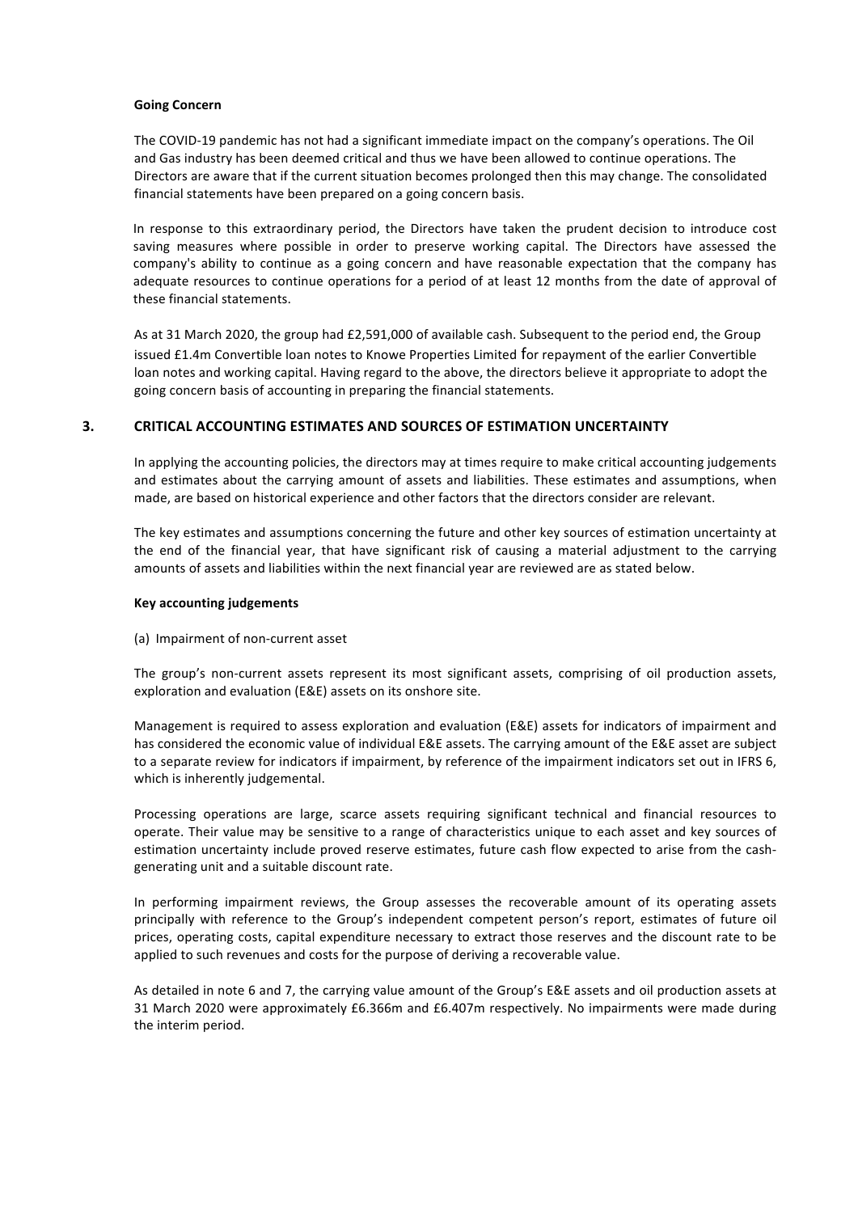**Going Concern**

The COVID-19 pandemic has not had a significant immediate impact on the company's operations. The Oil and Gas industry has been deemed critical and thus we have been allowed to continue operations. The Directors are aware that if the current situation becomes prolonged then this may change. The consolidated financial statements have been prepared on a going concern basis.

In response to this extraordinary period, the Directors have taken the prudent decision to introduce cost saving measures where possible in order to preserve working capital. The Directors have assessed the company's ability to continue as a going concern and have reasonable expectation that the company has adequate resources to continue operations for a period of at least 12 months from the date of approval of these financial statements.

As at 31 March 2020, the group had £2,591,000 of available cash. Subsequent to the period end, the Group issued £1.4m Convertible loan notes to Knowe Properties Limited for repayment of the earlier Convertible loan notes and working capital. Having regard to the above, the directors believe it appropriate to adopt the going concern basis of accounting in preparing the financial statements.

## 3. CRITICAL ACCOUNTING ESTIMATES AND SOURCES OF ESTIMATION UNCERTAINTY

In applying the accounting policies, the directors may at times require to make critical accounting judgements and estimates about the carrying amount of assets and liabilities. These estimates and assumptions, when made, are based on historical experience and other factors that the directors consider are relevant.

The key estimates and assumptions concerning the future and other key sources of estimation uncertainty at the end of the financial year, that have significant risk of causing a material adjustment to the carrying amounts of assets and liabilities within the next financial year are reviewed are as stated below.

**Key accounting judgements**

(a) Impairment of non-current asset

The group's non-current assets represent its most significant assets, comprising of oil production assets, exploration and evaluation (E&E) assets on its onshore site.

Management is required to assess exploration and evaluation (E&E) assets for indicators of impairment and has considered the economic value of individual E&E assets. The carrying amount of the E&E asset are subject to a separate review for indicators if impairment, by reference of the impairment indicators set out in IFRS 6, which is inherently judgemental.

Processing operations are large, scarce assets requiring significant technical and financial resources to operate. Their value may be sensitive to a range of characteristics unique to each asset and key sources of estimation uncertainty include proved reserve estimates, future cash flow expected to arise from the cash-generating unit and a suitable discount rate.

In performing impairment reviews, the Group assesses the recoverable amount of its operating assets principally with reference to the Group's independent competent person's report, estimates of future oil prices, operating costs, capital expenditure necessary to extract those reserves and the discount rate to be applied to such revenues and costs for the purpose of deriving a recoverable value.

As detailed in note 6 and 7, the carrying value amount of the Group's E&E assets and oil production assets at 31 March 2020 were approximately £6.366m and £6.407m respectively. No impairments were made during the interim period.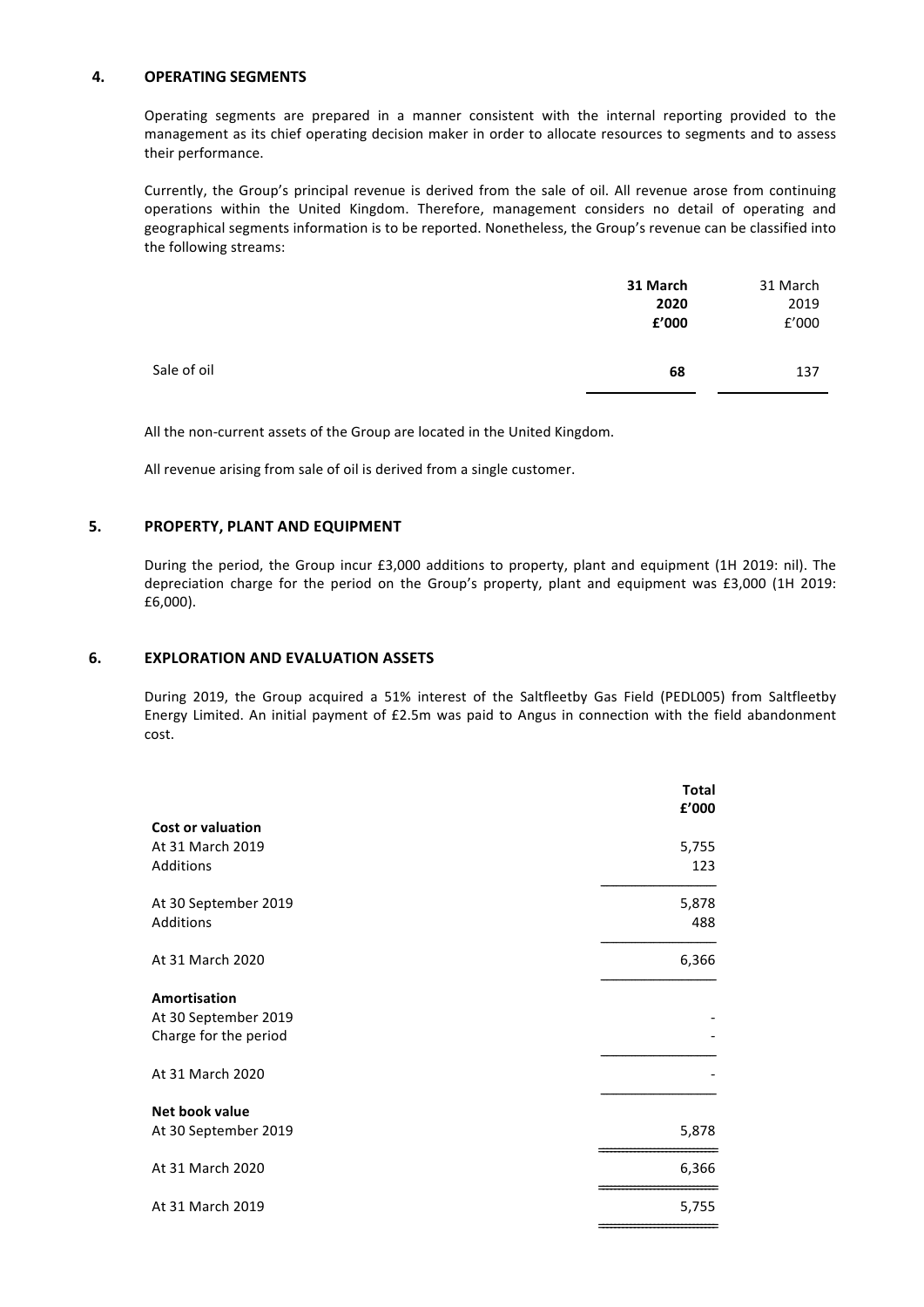## 4. OPERATING SEGMENTS

Operating segments are prepared in a manner consistent with the internal reporting provided to the management as its chief operating decision maker in order to allocate resources to segments and to assess their performance.

Currently, the Group's principal revenue is derived from the sale of oil. All revenue arose from continuing operations within the United Kingdom. Therefore, management considers no detail of operating and geographical segments information is to be reported. Nonetheless, the Group's revenue can be classified into the following streams:

| | **31 March 2020 £'000** | 31 March 2019 £'000 |
|---|---|---|
| Sale of oil | **68** | 137 |

All the non-current assets of the Group are located in the United Kingdom.

All revenue arising from sale of oil is derived from a single customer.

## 5. PROPERTY, PLANT AND EQUIPMENT

During the period, the Group incur £3,000 additions to property, plant and equipment (1H 2019: nil). The depreciation charge for the period on the Group's property, plant and equipment was £3,000 (1H 2019: £6,000).

## 6. EXPLORATION AND EVALUATION ASSETS

During 2019, the Group acquired a 51% interest of the Saltfleetby Gas Field (PEDL005) from Saltfleetby Energy Limited. An initial payment of £2.5m was paid to Angus in connection with the field abandonment cost.

| | **Total £'000** |
|---|---|
| **Cost or valuation** | |
| At 31 March 2019 | 5,755 |
| Additions | 123 |
| At 30 September 2019 | 5,878 |
| Additions | 488 |
| At 31 March 2020 | 6,366 |
| **Amortisation** | |
| At 30 September 2019 | - |
| Charge for the period | - |
| At 31 March 2020 | - |
| **Net book value** | |
| At 30 September 2019 | 5,878 |
| At 31 March 2020 | 6,366 |
| At 31 March 2019 | 5,755 |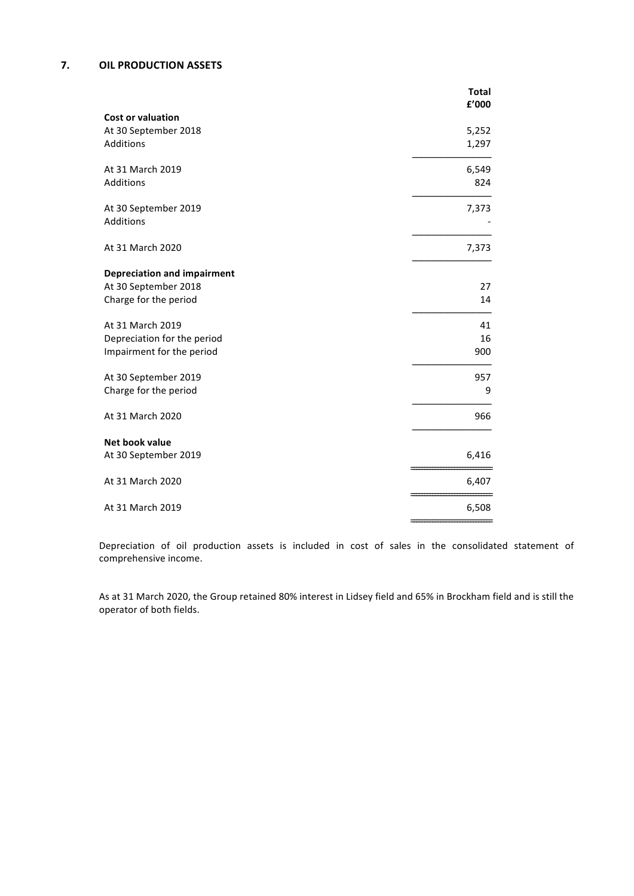## 7. OIL PRODUCTION ASSETS

| | Total £'000 |
|---|---|
| **Cost or valuation** | |
| At 30 September 2018 | 5,252 |
| Additions | 1,297 |
| At 31 March 2019 | 6,549 |
| Additions | 824 |
| At 30 September 2019 | 7,373 |
| Additions | - |
| At 31 March 2020 | 7,373 |
| **Depreciation and impairment** | |
| At 30 September 2018 | 27 |
| Charge for the period | 14 |
| At 31 March 2019 | 41 |
| Depreciation for the period | 16 |
| Impairment for the period | 900 |
| At 30 September 2019 | 957 |
| Charge for the period | 9 |
| At 31 March 2020 | 966 |
| **Net book value** | |
| At 30 September 2019 | 6,416 |
| At 31 March 2020 | 6,407 |
| At 31 March 2019 | 6,508 |

Depreciation of oil production assets is included in cost of sales in the consolidated statement of comprehensive income.

As at 31 March 2020, the Group retained 80% interest in Lidsey field and 65% in Brockham field and is still the operator of both fields.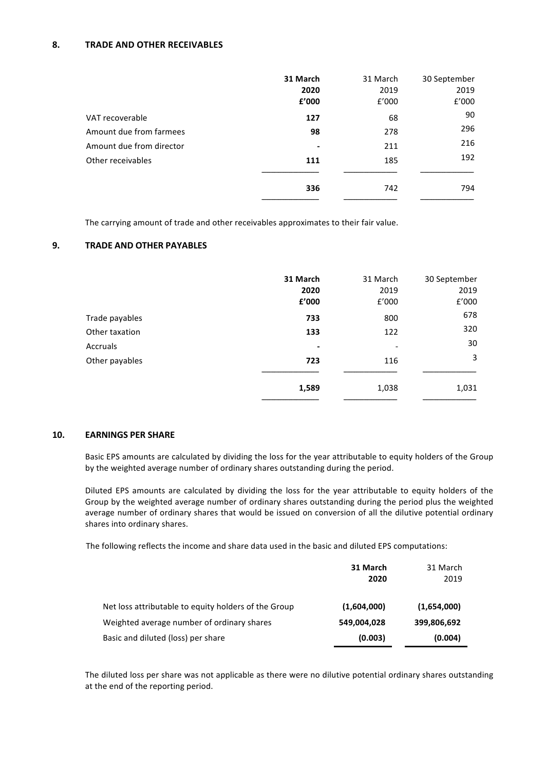## 8. TRADE AND OTHER RECEIVABLES

| | **31 March 2020 £'000** | 31 March 2019 £'000 | 30 September 2019 £'000 |
|---|---|---|---|
| VAT recoverable | **127** | 68 | 90 |
| Amount due from farmees | **98** | 278 | 296 |
| Amount due from director | **-** | 211 | 216 |
| Other receivables | **111** | 185 | 192 |
| | **336** | 742 | 794 |

The carrying amount of trade and other receivables approximates to their fair value.

## 9. TRADE AND OTHER PAYABLES

| | **31 March 2020 £'000** | 31 March 2019 £'000 | 30 September 2019 £'000 |
|---|---|---|---|
| Trade payables | **733** | 800 | 678 |
| Other taxation | **133** | 122 | 320 |
| Accruals | **-** | - | 30 |
| Other payables | **723** | 116 | 3 |
| | **1,589** | 1,038 | 1,031 |

## 10. EARNINGS PER SHARE

Basic EPS amounts are calculated by dividing the loss for the year attributable to equity holders of the Group by the weighted average number of ordinary shares outstanding during the period.

Diluted EPS amounts are calculated by dividing the loss for the year attributable to equity holders of the Group by the weighted average number of ordinary shares outstanding during the period plus the weighted average number of ordinary shares that would be issued on conversion of all the dilutive potential ordinary shares into ordinary shares.

The following reflects the income and share data used in the basic and diluted EPS computations:

| | **31 March 2020** | 31 March 2019 |
|---|---|---|
| Net loss attributable to equity holders of the Group | **(1,604,000)** | **(1,654,000)** |
| Weighted average number of ordinary shares | **549,004,028** | **399,806,692** |
| Basic and diluted (loss) per share | **(0.003)** | **(0.004)** |

The diluted loss per share was not applicable as there were no dilutive potential ordinary shares outstanding at the end of the reporting period.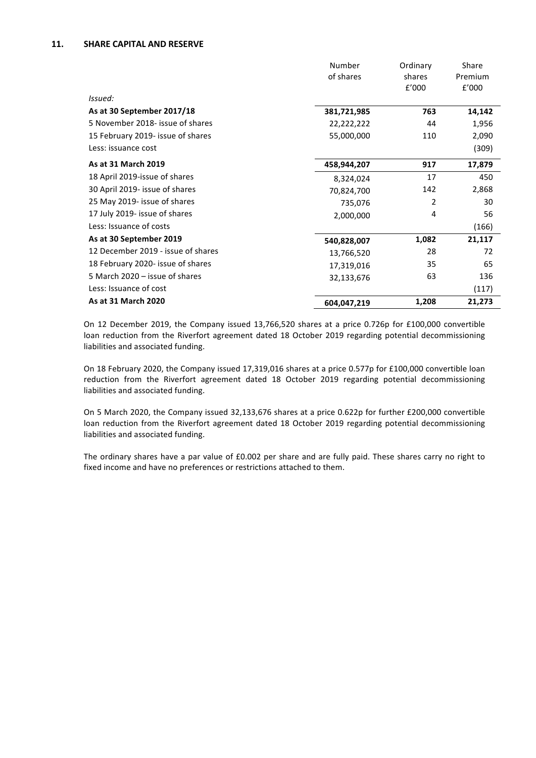## 11. SHARE CAPITAL AND RESERVE

| | Number of shares | Ordinary shares £'000 | Share Premium £'000 |
|---|---|---|---|
| *Issued:* | | | |
| **As at 30 September 2017/18** | **381,721,985** | **763** | **14,142** |
| 5 November 2018- issue of shares | 22,222,222 | 44 | 1,956 |
| 15 February 2019- issue of shares | 55,000,000 | 110 | 2,090 |
| Less: issuance cost | | | (309) |
| **As at 31 March 2019** | **458,944,207** | **917** | **17,879** |
| 18 April 2019-issue of shares | 8,324,024 | 17 | 450 |
| 30 April 2019- issue of shares | 70,824,700 | 142 | 2,868 |
| 25 May 2019- issue of shares | 735,076 | 2 | 30 |
| 17 July 2019- issue of shares | 2,000,000 | 4 | 56 |
| Less: Issuance of costs | | | (166) |
| **As at 30 September 2019** | **540,828,007** | **1,082** | **21,117** |
| 12 December 2019 - issue of shares | 13,766,520 | 28 | 72 |
| 18 February 2020- issue of shares | 17,319,016 | 35 | 65 |
| 5 March 2020 – issue of shares | 32,133,676 | 63 | 136 |
| Less: Issuance of cost | | | (117) |
| **As at 31 March 2020** | **604,047,219** | **1,208** | **21,273** |

On 12 December 2019, the Company issued 13,766,520 shares at a price 0.726p for £100,000 convertible loan reduction from the Riverfort agreement dated 18 October 2019 regarding potential decommissioning liabilities and associated funding.

On 18 February 2020, the Company issued 17,319,016 shares at a price 0.577p for £100,000 convertible loan reduction from the Riverfort agreement dated 18 October 2019 regarding potential decommissioning liabilities and associated funding.

On 5 March 2020, the Company issued 32,133,676 shares at a price 0.622p for further £200,000 convertible loan reduction from the Riverfort agreement dated 18 October 2019 regarding potential decommissioning liabilities and associated funding.

The ordinary shares have a par value of £0.002 per share and are fully paid. These shares carry no right to fixed income and have no preferences or restrictions attached to them.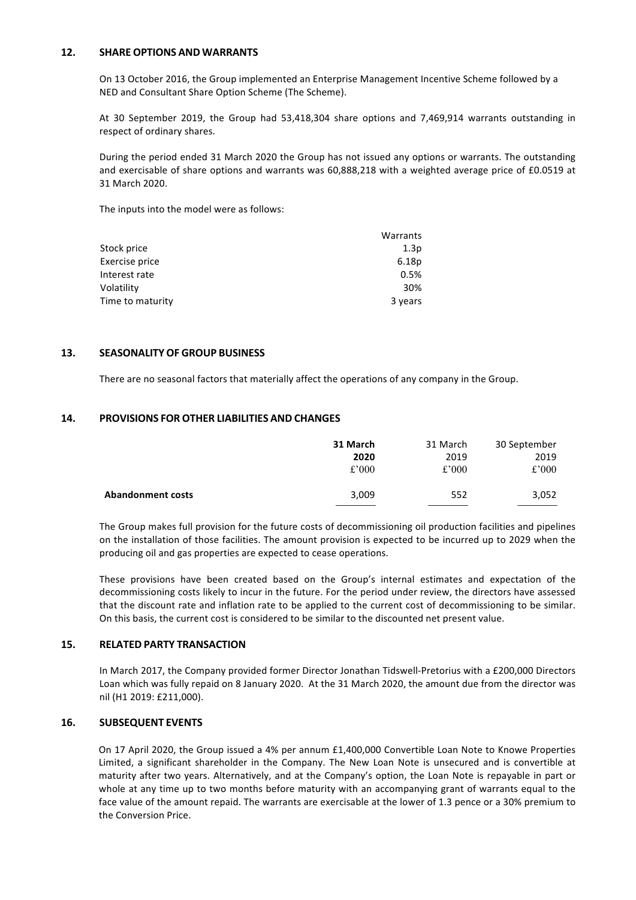## 12. SHARE OPTIONS AND WARRANTS

On 13 October 2016, the Group implemented an Enterprise Management Incentive Scheme followed by a NED and Consultant Share Option Scheme (The Scheme).

At 30 September 2019, the Group had 53,418,304 share options and 7,469,914 warrants outstanding in respect of ordinary shares.

During the period ended 31 March 2020 the Group has not issued any options or warrants. The outstanding and exercisable of share options and warrants was 60,888,218 with a weighted average price of £0.0519 at 31 March 2020.

The inputs into the model were as follows:

| | Warrants |
|---|---|
| Stock price | 1.3p |
| Exercise price | 6.18p |
| Interest rate | 0.5% |
| Volatility | 30% |
| Time to maturity | 3 years |

## 13. SEASONALITY OF GROUP BUSINESS

There are no seasonal factors that materially affect the operations of any company in the Group.

## 14. PROVISIONS FOR OTHER LIABILITIES AND CHANGES

| | **31 March 2020** | 31 March 2019 | 30 September 2019 |
|---|---|---|---|
| | **£'000** | £'000 | £'000 |
| **Abandonment costs** | 3,009 | 552 | 3,052 |

The Group makes full provision for the future costs of decommissioning oil production facilities and pipelines on the installation of those facilities. The amount provision is expected to be incurred up to 2029 when the producing oil and gas properties are expected to cease operations.

These provisions have been created based on the Group's internal estimates and expectation of the decommissioning costs likely to incur in the future. For the period under review, the directors have assessed that the discount rate and inflation rate to be applied to the current cost of decommissioning to be similar. On this basis, the current cost is considered to be similar to the discounted net present value.

## 15. RELATED PARTY TRANSACTION

In March 2017, the Company provided former Director Jonathan Tidswell-Pretorius with a £200,000 Directors Loan which was fully repaid on 8 January 2020. At the 31 March 2020, the amount due from the director was nil (H1 2019: £211,000).

## 16. SUBSEQUENT EVENTS

On 17 April 2020, the Group issued a 4% per annum £1,400,000 Convertible Loan Note to Knowe Properties Limited, a significant shareholder in the Company. The New Loan Note is unsecured and is convertible at maturity after two years. Alternatively, and at the Company's option, the Loan Note is repayable in part or whole at any time up to two months before maturity with an accompanying grant of warrants equal to the face value of the amount repaid. The warrants are exercisable at the lower of 1.3 pence or a 30% premium to the Conversion Price.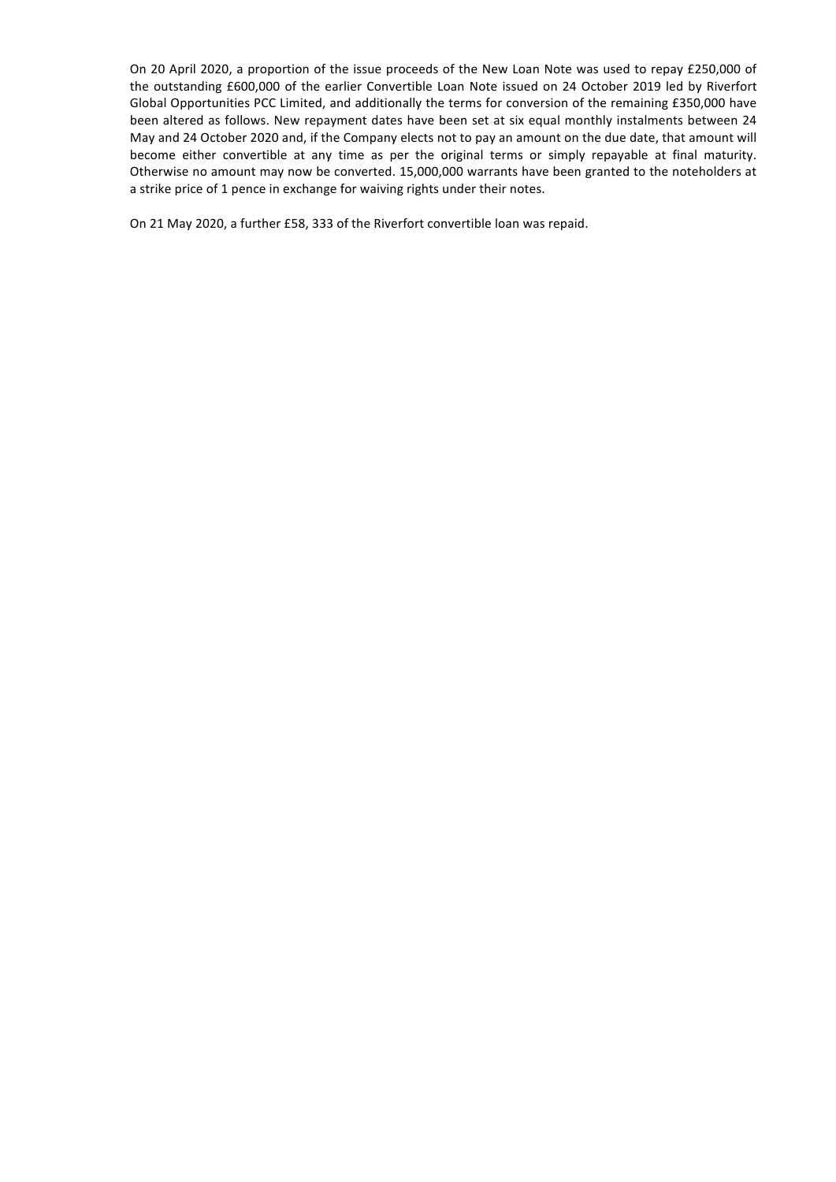On 20 April 2020, a proportion of the issue proceeds of the New Loan Note was used to repay £250,000 of the outstanding £600,000 of the earlier Convertible Loan Note issued on 24 October 2019 led by Riverfort Global Opportunities PCC Limited, and additionally the terms for conversion of the remaining £350,000 have been altered as follows. New repayment dates have been set at six equal monthly instalments between 24 May and 24 October 2020 and, if the Company elects not to pay an amount on the due date, that amount will become either convertible at any time as per the original terms or simply repayable at final maturity. Otherwise no amount may now be converted. 15,000,000 warrants have been granted to the noteholders at a strike price of 1 pence in exchange for waiving rights under their notes.

On 21 May 2020, a further £58, 333 of the Riverfort convertible loan was repaid.